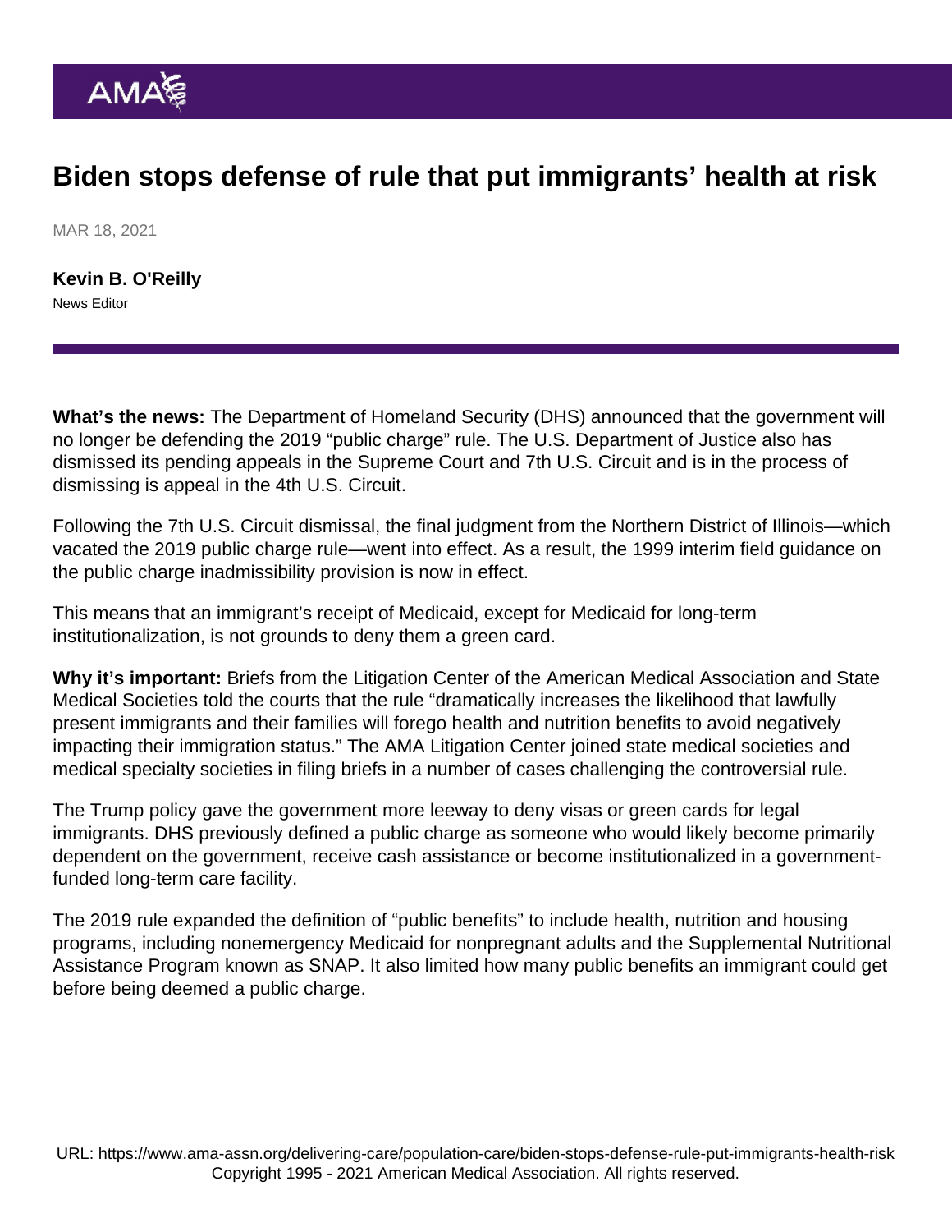# Biden stops defense of rule that put immigrants' health at risk

MAR 18, 2021

**Kevin B. O'Reilly**
News Editor

**What's the news:** The Department of Homeland Security (DHS) announced that the government will no longer be defending the 2019 "public charge" rule. The U.S. Department of Justice also has dismissed its pending appeals in the Supreme Court and 7th U.S. Circuit and is in the process of dismissing is appeal in the 4th U.S. Circuit.

Following the 7th U.S. Circuit dismissal, the final judgment from the Northern District of Illinois—which vacated the 2019 public charge rule—went into effect. As a result, the 1999 interim field guidance on the public charge inadmissibility provision is now in effect.

This means that an immigrant's receipt of Medicaid, except for Medicaid for long-term institutionalization, is not grounds to deny them a green card.

**Why it's important:** Briefs from the Litigation Center of the American Medical Association and State Medical Societies told the courts that the rule "dramatically increases the likelihood that lawfully present immigrants and their families will forego health and nutrition benefits to avoid negatively impacting their immigration status." The AMA Litigation Center joined state medical societies and medical specialty societies in filing briefs in a number of cases challenging the controversial rule.

The Trump policy gave the government more leeway to deny visas or green cards for legal immigrants. DHS previously defined a public charge as someone who would likely become primarily dependent on the government, receive cash assistance or become institutionalized in a government-funded long-term care facility.

The 2019 rule expanded the definition of "public benefits" to include health, nutrition and housing programs, including nonemergency Medicaid for nonpregnant adults and the Supplemental Nutritional Assistance Program known as SNAP. It also limited how many public benefits an immigrant could get before being deemed a public charge.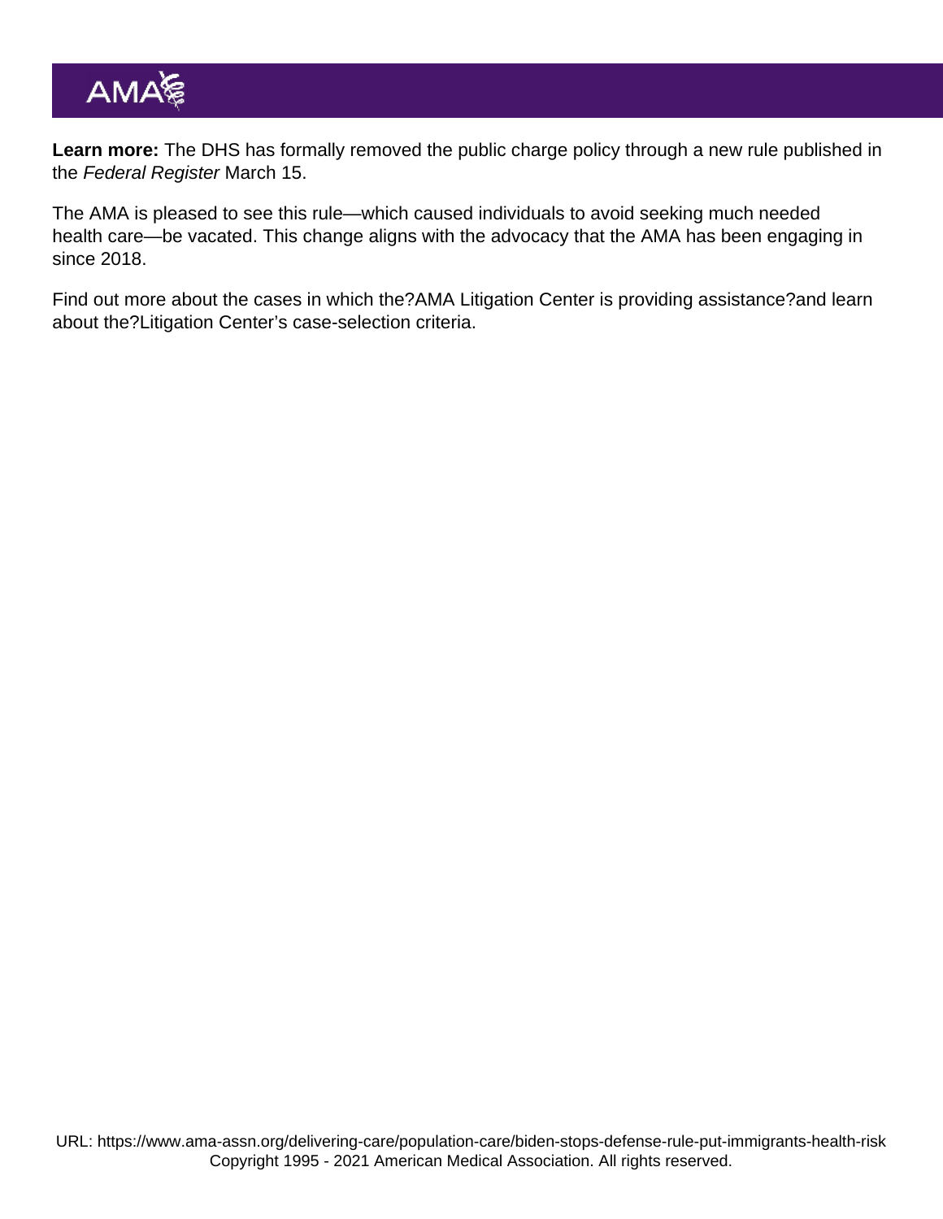**Learn more:** The DHS has formally removed the public charge policy through a new rule published in the *Federal Register* March 15.

The AMA is pleased to see this rule—which caused individuals to avoid seeking much needed health care—be vacated. This change aligns with the advocacy that the AMA has been engaging in since 2018.

Find out more about the cases in which the?AMA Litigation Center is providing assistance?and learn about the?Litigation Center's case-selection criteria.